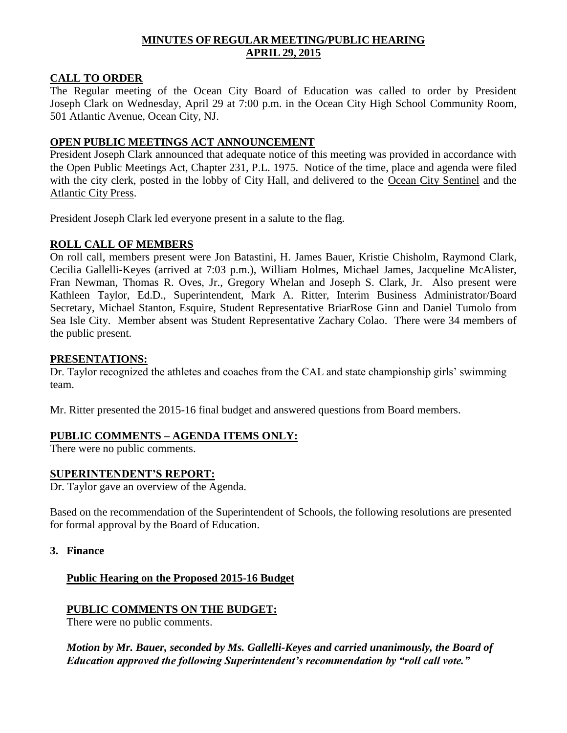# MINUTES OF REGULAR MEETING/PUBLIC HEARING
## APRIL 29, 2015

**CALL TO ORDER**

The Regular meeting of the Ocean City Board of Education was called to order by President Joseph Clark on Wednesday, April 29 at 7:00 p.m. in the Ocean City High School Community Room, 501 Atlantic Avenue, Ocean City, NJ.

**OPEN PUBLIC MEETINGS ACT ANNOUNCEMENT**

President Joseph Clark announced that adequate notice of this meeting was provided in accordance with the Open Public Meetings Act, Chapter 231, P.L. 1975. Notice of the time, place and agenda were filed with the city clerk, posted in the lobby of City Hall, and delivered to the Ocean City Sentinel and the Atlantic City Press.

President Joseph Clark led everyone present in a salute to the flag.

**ROLL CALL OF MEMBERS**

On roll call, members present were Jon Batastini, H. James Bauer, Kristie Chisholm, Raymond Clark, Cecilia Gallelli-Keyes (arrived at 7:03 p.m.), William Holmes, Michael James, Jacqueline McAlister, Fran Newman, Thomas R. Oves, Jr., Gregory Whelan and Joseph S. Clark, Jr. Also present were Kathleen Taylor, Ed.D., Superintendent, Mark A. Ritter, Interim Business Administrator/Board Secretary, Michael Stanton, Esquire, Student Representative BriarRose Ginn and Daniel Tumolo from Sea Isle City. Member absent was Student Representative Zachary Colao. There were 34 members of the public present.

**PRESENTATIONS:**

Dr. Taylor recognized the athletes and coaches from the CAL and state championship girls' swimming team.

Mr. Ritter presented the 2015-16 final budget and answered questions from Board members.

**PUBLIC COMMENTS – AGENDA ITEMS ONLY:**

There were no public comments.

**SUPERINTENDENT'S REPORT:**

Dr. Taylor gave an overview of the Agenda.

Based on the recommendation of the Superintendent of Schools, the following resolutions are presented for formal approval by the Board of Education.

**3. Finance**

**Public Hearing on the Proposed 2015-16 Budget**

**PUBLIC COMMENTS ON THE BUDGET:**

There were no public comments.

***Motion by Mr. Bauer, seconded by Ms. Gallelli-Keyes and carried unanimously, the Board of Education approved the following Superintendent's recommendation by "roll call vote."***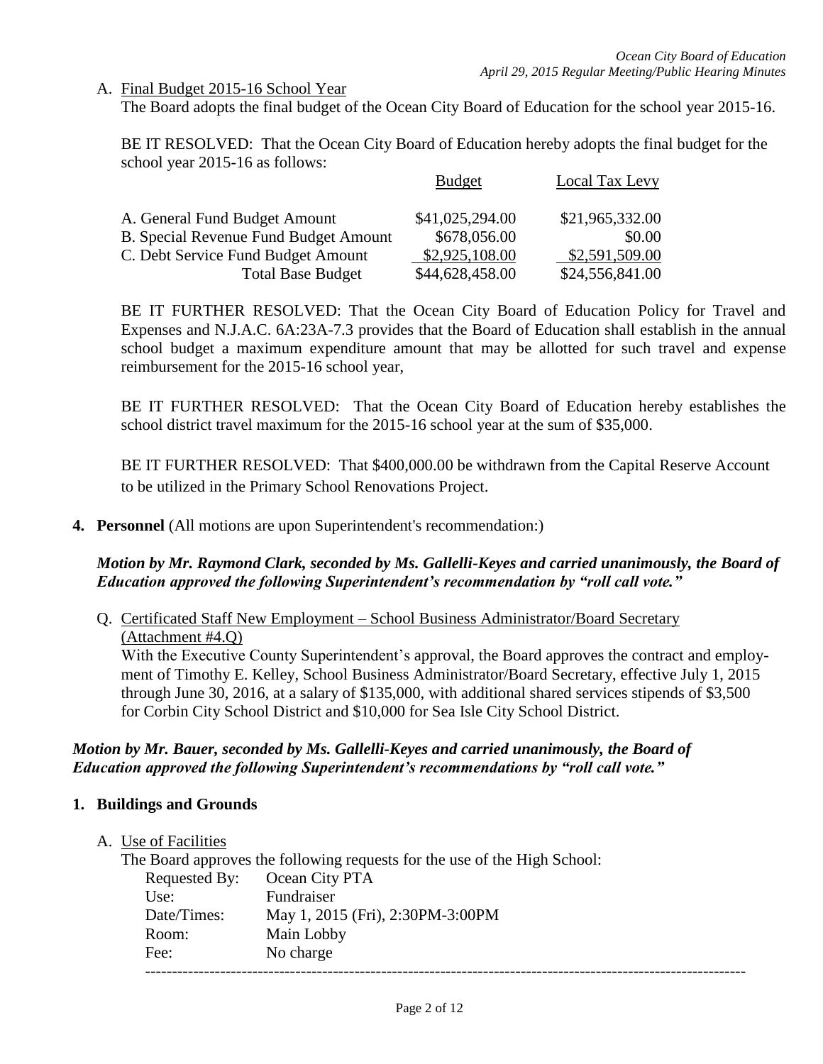A. Final Budget 2015-16 School Year

The Board adopts the final budget of the Ocean City Board of Education for the school year 2015-16.

BE IT RESOLVED: That the Ocean City Board of Education hereby adopts the final budget for the school year 2015-16 as follows:

| | Budget | Local Tax Levy |
|---|---|---|
| A. General Fund Budget Amount | $41,025,294.00 | $21,965,332.00 |
| B. Special Revenue Fund Budget Amount | $678,056.00 | $0.00 |
| C. Debt Service Fund Budget Amount | $2,925,108.00 | $2,591,509.00 |
| Total Base Budget | $44,628,458.00 | $24,556,841.00 |

BE IT FURTHER RESOLVED: That the Ocean City Board of Education Policy for Travel and Expenses and N.J.A.C. 6A:23A-7.3 provides that the Board of Education shall establish in the annual school budget a maximum expenditure amount that may be allotted for such travel and expense reimbursement for the 2015-16 school year,

BE IT FURTHER RESOLVED: That the Ocean City Board of Education hereby establishes the school district travel maximum for the 2015-16 school year at the sum of $35,000.

BE IT FURTHER RESOLVED: That $400,000.00 be withdrawn from the Capital Reserve Account to be utilized in the Primary School Renovations Project.

**4. Personnel** (All motions are upon Superintendent's recommendation:)

***Motion by Mr. Raymond Clark, seconded by Ms. Gallelli-Keyes and carried unanimously, the Board of Education approved the following Superintendent's recommendation by "roll call vote."***

Q. Certificated Staff New Employment – School Business Administrator/Board Secretary (Attachment #4.Q)

With the Executive County Superintendent's approval, the Board approves the contract and employment of Timothy E. Kelley, School Business Administrator/Board Secretary, effective July 1, 2015 through June 30, 2016, at a salary of $135,000, with additional shared services stipends of $3,500 for Corbin City School District and $10,000 for Sea Isle City School District.

***Motion by Mr. Bauer, seconded by Ms. Gallelli-Keyes and carried unanimously, the Board of Education approved the following Superintendent's recommendations by "roll call vote."***

**1. Buildings and Grounds**

A. Use of Facilities

The Board approves the following requests for the use of the High School:

| | |
|---|---|
| Requested By: | Ocean City PTA |
| Use: | Fundraiser |
| Date/Times: | May 1, 2015 (Fri), 2:30PM-3:00PM |
| Room: | Main Lobby |
| Fee: | No charge |

---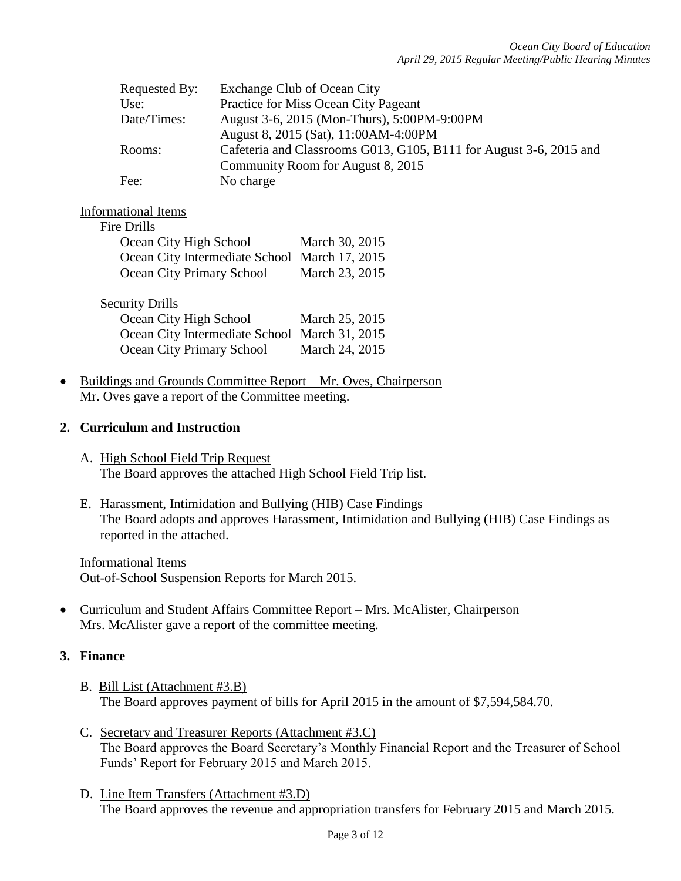| | |
|---|---|
| Requested By: | Exchange Club of Ocean City |
| Use: | Practice for Miss Ocean City Pageant |
| Date/Times: | August 3-6, 2015 (Mon-Thurs), 5:00PM-9:00PM<br>August 8, 2015 (Sat), 11:00AM-4:00PM |
| Rooms: | Cafeteria and Classrooms G013, G105, B111 for August 3-6, 2015 and Community Room for August 8, 2015 |
| Fee: | No charge |

Informational Items

Fire Drills

| | |
|---|---|
| Ocean City High School | March 30, 2015 |
| Ocean City Intermediate School | March 17, 2015 |
| Ocean City Primary School | March 23, 2015 |

Security Drills

| | |
|---|---|
| Ocean City High School | March 25, 2015 |
| Ocean City Intermediate School | March 31, 2015 |
| Ocean City Primary School | March 24, 2015 |

- Buildings and Grounds Committee Report – Mr. Oves, Chairperson
  Mr. Oves gave a report of the Committee meeting.

**2. Curriculum and Instruction**

A. High School Field Trip Request
The Board approves the attached High School Field Trip list.

E. Harassment, Intimidation and Bullying (HIB) Case Findings
The Board adopts and approves Harassment, Intimidation and Bullying (HIB) Case Findings as reported in the attached.

Informational Items
Out-of-School Suspension Reports for March 2015.

- Curriculum and Student Affairs Committee Report – Mrs. McAlister, Chairperson
  Mrs. McAlister gave a report of the committee meeting.

**3. Finance**

B. Bill List (Attachment #3.B)
The Board approves payment of bills for April 2015 in the amount of $7,594,584.70.

C. Secretary and Treasurer Reports (Attachment #3.C)
The Board approves the Board Secretary's Monthly Financial Report and the Treasurer of School Funds' Report for February 2015 and March 2015.

D. Line Item Transfers (Attachment #3.D)
The Board approves the revenue and appropriation transfers for February 2015 and March 2015.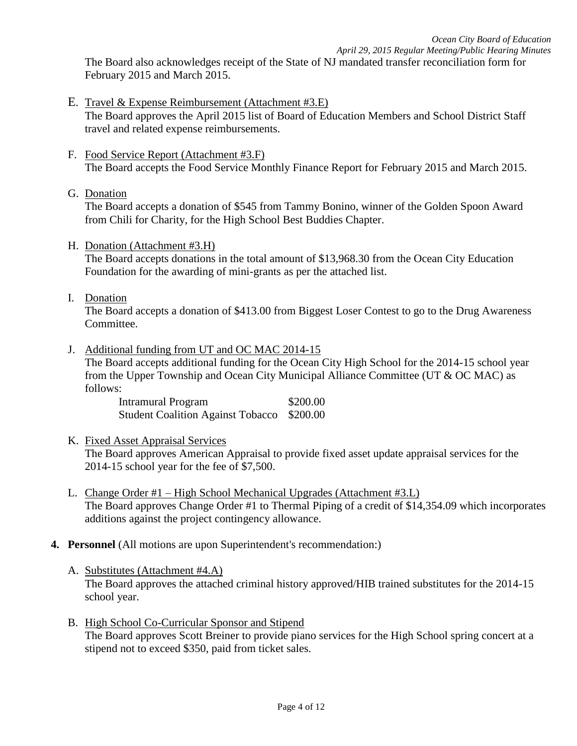The Board also acknowledges receipt of the State of NJ mandated transfer reconciliation form for February 2015 and March 2015.

E. Travel & Expense Reimbursement (Attachment #3.E)
   The Board approves the April 2015 list of Board of Education Members and School District Staff travel and related expense reimbursements.

F. Food Service Report (Attachment #3.F)
   The Board accepts the Food Service Monthly Finance Report for February 2015 and March 2015.

G. Donation
   The Board accepts a donation of $545 from Tammy Bonino, winner of the Golden Spoon Award from Chili for Charity, for the High School Best Buddies Chapter.

H. Donation (Attachment #3.H)
   The Board accepts donations in the total amount of $13,968.30 from the Ocean City Education Foundation for the awarding of mini-grants as per the attached list.

I. Donation
   The Board accepts a donation of $413.00 from Biggest Loser Contest to go to the Drug Awareness Committee.

J. Additional funding from UT and OC MAC 2014-15
   The Board accepts additional funding for the Ocean City High School for the 2014-15 school year from the Upper Township and Ocean City Municipal Alliance Committee (UT & OC MAC) as follows:

   | | |
   |---|---|
   | Intramural Program | $200.00 |
   | Student Coalition Against Tobacco | $200.00 |

K. Fixed Asset Appraisal Services
   The Board approves American Appraisal to provide fixed asset update appraisal services for the 2014-15 school year for the fee of $7,500.

L. Change Order #1 – High School Mechanical Upgrades (Attachment #3.L)
   The Board approves Change Order #1 to Thermal Piping of a credit of $14,354.09 which incorporates additions against the project contingency allowance.

**4. Personnel** (All motions are upon Superintendent's recommendation:)

A. Substitutes (Attachment #4.A)
   The Board approves the attached criminal history approved/HIB trained substitutes for the 2014-15 school year.

B. High School Co-Curricular Sponsor and Stipend
   The Board approves Scott Breiner to provide piano services for the High School spring concert at a stipend not to exceed $350, paid from ticket sales.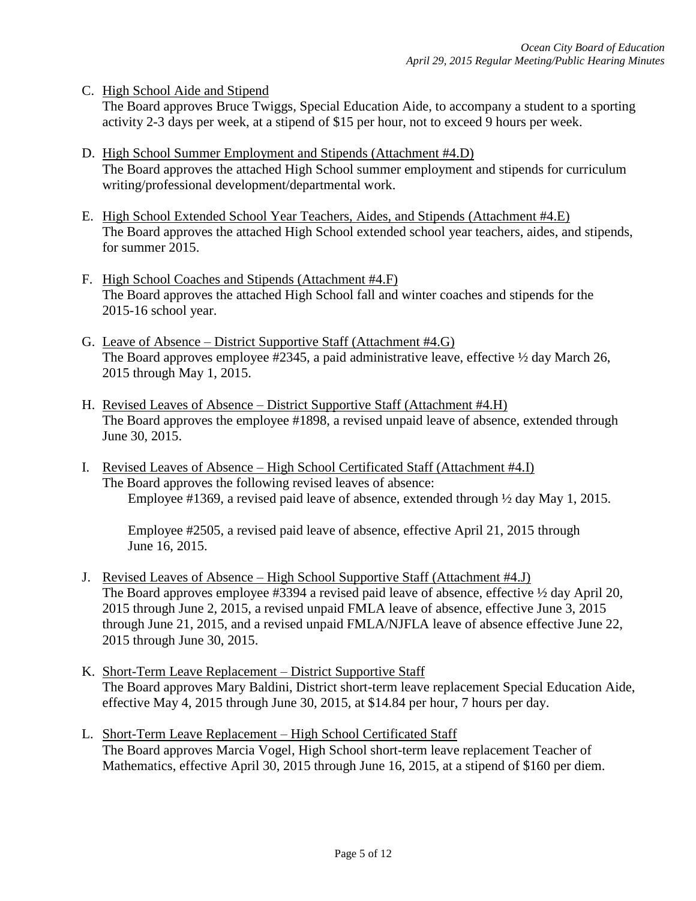C. <u>High School Aide and Stipend</u>
The Board approves Bruce Twiggs, Special Education Aide, to accompany a student to a sporting activity 2-3 days per week, at a stipend of $15 per hour, not to exceed 9 hours per week.

D. <u>High School Summer Employment and Stipends (Attachment #4.D)</u>
The Board approves the attached High School summer employment and stipends for curriculum writing/professional development/departmental work.

E. <u>High School Extended School Year Teachers, Aides, and Stipends (Attachment #4.E)</u>
The Board approves the attached High School extended school year teachers, aides, and stipends, for summer 2015.

F. <u>High School Coaches and Stipends (Attachment #4.F)</u>
The Board approves the attached High School fall and winter coaches and stipends for the 2015-16 school year.

G. <u>Leave of Absence – District Supportive Staff (Attachment #4.G)</u>
The Board approves employee #2345, a paid administrative leave, effective ½ day March 26, 2015 through May 1, 2015.

H. <u>Revised Leaves of Absence – District Supportive Staff (Attachment #4.H)</u>
The Board approves the employee #1898, a revised unpaid leave of absence, extended through June 30, 2015.

I. <u>Revised Leaves of Absence – High School Certificated Staff (Attachment #4.I)</u>
The Board approves the following revised leaves of absence:

Employee #1369, a revised paid leave of absence, extended through ½ day May 1, 2015.

Employee #2505, a revised paid leave of absence, effective April 21, 2015 through June 16, 2015.

J. <u>Revised Leaves of Absence – High School Supportive Staff (Attachment #4.J)</u>
The Board approves employee #3394 a revised paid leave of absence, effective ½ day April 20, 2015 through June 2, 2015, a revised unpaid FMLA leave of absence, effective June 3, 2015 through June 21, 2015, and a revised unpaid FMLA/NJFLA leave of absence effective June 22, 2015 through June 30, 2015.

K. <u>Short-Term Leave Replacement – District Supportive Staff</u>
The Board approves Mary Baldini, District short-term leave replacement Special Education Aide, effective May 4, 2015 through June 30, 2015, at $14.84 per hour, 7 hours per day.

L. <u>Short-Term Leave Replacement – High School Certificated Staff</u>
The Board approves Marcia Vogel, High School short-term leave replacement Teacher of Mathematics, effective April 30, 2015 through June 16, 2015, at a stipend of $160 per diem.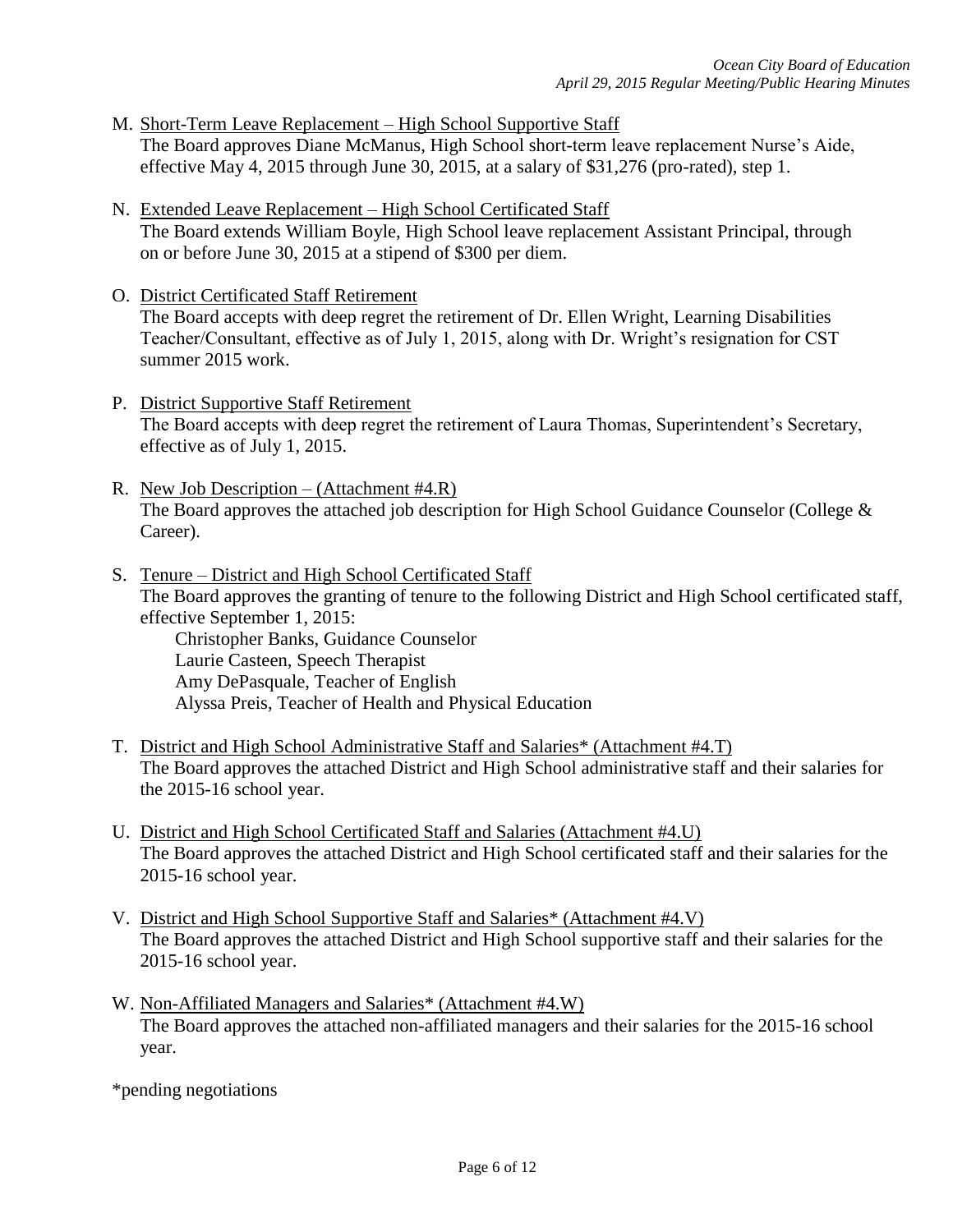M. Short-Term Leave Replacement – High School Supportive Staff
   The Board approves Diane McManus, High School short-term leave replacement Nurse's Aide, effective May 4, 2015 through June 30, 2015, at a salary of $31,276 (pro-rated), step 1.

N. Extended Leave Replacement – High School Certificated Staff
   The Board extends William Boyle, High School leave replacement Assistant Principal, through on or before June 30, 2015 at a stipend of $300 per diem.

O. District Certificated Staff Retirement
   The Board accepts with deep regret the retirement of Dr. Ellen Wright, Learning Disabilities Teacher/Consultant, effective as of July 1, 2015, along with Dr. Wright's resignation for CST summer 2015 work.

P. District Supportive Staff Retirement
   The Board accepts with deep regret the retirement of Laura Thomas, Superintendent's Secretary, effective as of July 1, 2015.

R. New Job Description – (Attachment #4.R)
   The Board approves the attached job description for High School Guidance Counselor (College & Career).

S. Tenure – District and High School Certificated Staff
   The Board approves the granting of tenure to the following District and High School certificated staff, effective September 1, 2015:
   - Christopher Banks, Guidance Counselor
   - Laurie Casteen, Speech Therapist
   - Amy DePasquale, Teacher of English
   - Alyssa Preis, Teacher of Health and Physical Education

T. District and High School Administrative Staff and Salaries* (Attachment #4.T)
   The Board approves the attached District and High School administrative staff and their salaries for the 2015-16 school year.

U. District and High School Certificated Staff and Salaries (Attachment #4.U)
   The Board approves the attached District and High School certificated staff and their salaries for the 2015-16 school year.

V. District and High School Supportive Staff and Salaries* (Attachment #4.V)
   The Board approves the attached District and High School supportive staff and their salaries for the 2015-16 school year.

W. Non-Affiliated Managers and Salaries* (Attachment #4.W)
   The Board approves the attached non-affiliated managers and their salaries for the 2015-16 school year.

*pending negotiations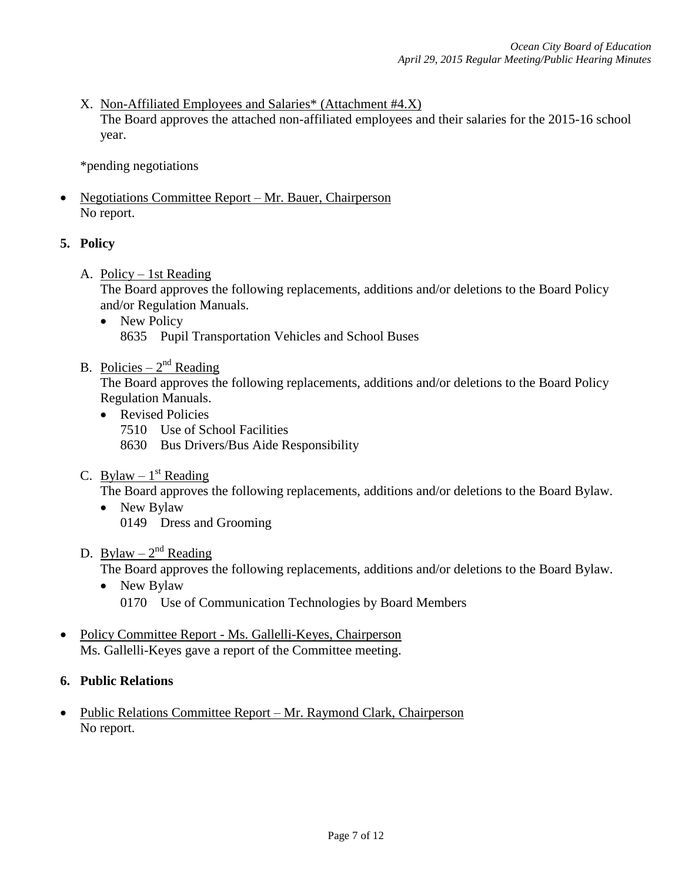X. Non-Affiliated Employees and Salaries* (Attachment #4.X)
The Board approves the attached non-affiliated employees and their salaries for the 2015-16 school year.

*pending negotiations

- Negotiations Committee Report – Mr. Bauer, Chairperson
No report.

**5. Policy**

A. Policy – 1st Reading
The Board approves the following replacements, additions and/or deletions to the Board Policy and/or Regulation Manuals.
- New Policy
8635 Pupil Transportation Vehicles and School Buses

B. Policies – 2nd Reading
The Board approves the following replacements, additions and/or deletions to the Board Policy Regulation Manuals.
- Revised Policies
7510 Use of School Facilities
8630 Bus Drivers/Bus Aide Responsibility

C. Bylaw – 1st Reading
The Board approves the following replacements, additions and/or deletions to the Board Bylaw.
- New Bylaw
0149 Dress and Grooming

D. Bylaw – 2nd Reading
The Board approves the following replacements, additions and/or deletions to the Board Bylaw.
- New Bylaw
0170 Use of Communication Technologies by Board Members

- Policy Committee Report - Ms. Gallelli-Keyes, Chairperson
Ms. Gallelli-Keyes gave a report of the Committee meeting.

**6. Public Relations**

- Public Relations Committee Report – Mr. Raymond Clark, Chairperson
No report.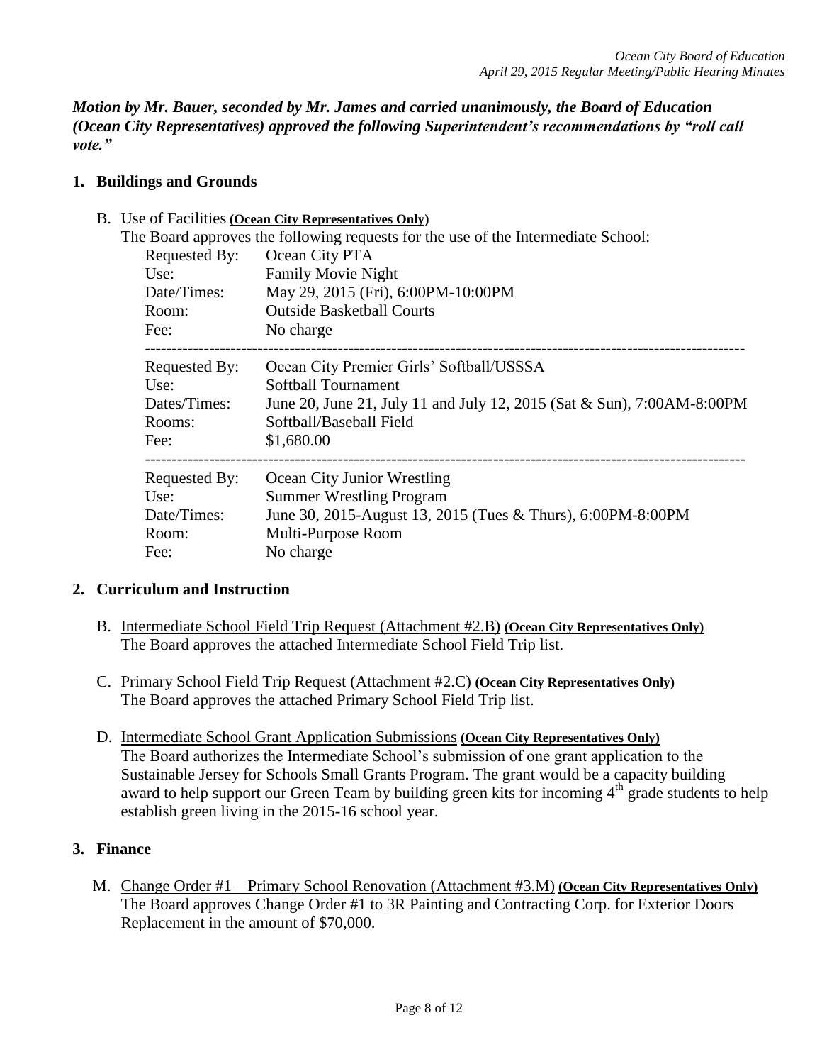***Motion by Mr. Bauer, seconded by Mr. James and carried unanimously, the Board of Education (Ocean City Representatives) approved the following Superintendent's recommendations by "roll call vote."***

## 1. Buildings and Grounds

B. Use of Facilities **(Ocean City Representatives Only)**

The Board approves the following requests for the use of the Intermediate School:

| | |
|---|---|
| Requested By: | Ocean City PTA |
| Use: | Family Movie Night |
| Date/Times: | May 29, 2015 (Fri), 6:00PM-10:00PM |
| Room: | Outside Basketball Courts |
| Fee: | No charge |

---

| | |
|---|---|
| Requested By: | Ocean City Premier Girls' Softball/USSSA |
| Use: | Softball Tournament |
| Dates/Times: | June 20, June 21, July 11 and July 12, 2015 (Sat & Sun), 7:00AM-8:00PM |
| Rooms: | Softball/Baseball Field |
| Fee: | $1,680.00 |

---

| | |
|---|---|
| Requested By: | Ocean City Junior Wrestling |
| Use: | Summer Wrestling Program |
| Date/Times: | June 30, 2015-August 13, 2015 (Tues & Thurs), 6:00PM-8:00PM |
| Room: | Multi-Purpose Room |
| Fee: | No charge |

## 2. Curriculum and Instruction

B. Intermediate School Field Trip Request (Attachment #2.B) **(Ocean City Representatives Only)**
The Board approves the attached Intermediate School Field Trip list.

C. Primary School Field Trip Request (Attachment #2.C) **(Ocean City Representatives Only)**
The Board approves the attached Primary School Field Trip list.

D. Intermediate School Grant Application Submissions **(Ocean City Representatives Only)**
The Board authorizes the Intermediate School's submission of one grant application to the Sustainable Jersey for Schools Small Grants Program. The grant would be a capacity building award to help support our Green Team by building green kits for incoming 4th grade students to help establish green living in the 2015-16 school year.

## 3. Finance

M. Change Order #1 – Primary School Renovation (Attachment #3.M) **(Ocean City Representatives Only)**
The Board approves Change Order #1 to 3R Painting and Contracting Corp. for Exterior Doors Replacement in the amount of $70,000.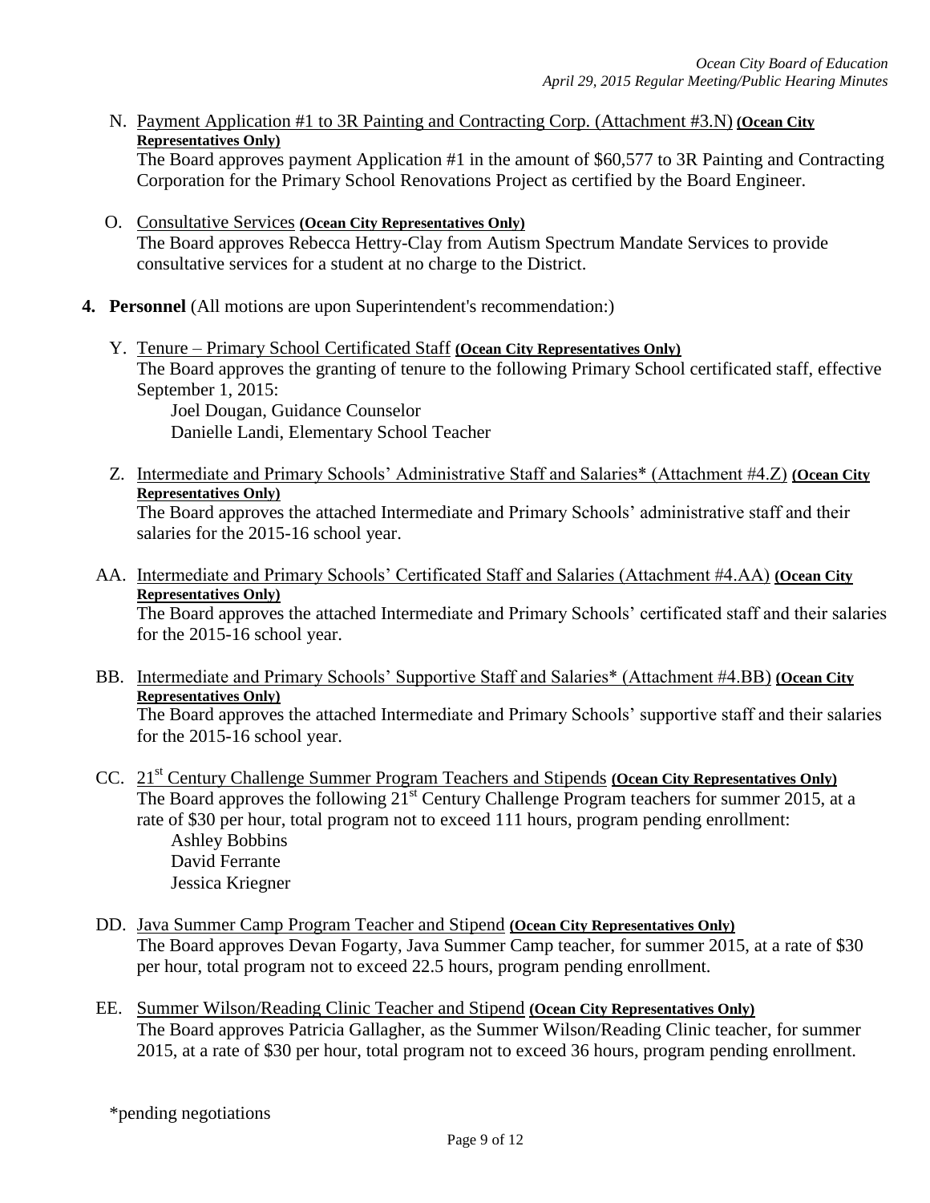N. Payment Application #1 to 3R Painting and Contracting Corp. (Attachment #3.N) **(Ocean City Representatives Only)**
The Board approves payment Application #1 in the amount of $60,577 to 3R Painting and Contracting Corporation for the Primary School Renovations Project as certified by the Board Engineer.

O. Consultative Services **(Ocean City Representatives Only)**
The Board approves Rebecca Hettry-Clay from Autism Spectrum Mandate Services to provide consultative services for a student at no charge to the District.

**4. Personnel** (All motions are upon Superintendent's recommendation:)

Y. Tenure – Primary School Certificated Staff **(Ocean City Representatives Only)**
The Board approves the granting of tenure to the following Primary School certificated staff, effective September 1, 2015:
Joel Dougan, Guidance Counselor
Danielle Landi, Elementary School Teacher

Z. Intermediate and Primary Schools' Administrative Staff and Salaries* (Attachment #4.Z) **(Ocean City Representatives Only)**
The Board approves the attached Intermediate and Primary Schools' administrative staff and their salaries for the 2015-16 school year.

AA. Intermediate and Primary Schools' Certificated Staff and Salaries (Attachment #4.AA) **(Ocean City Representatives Only)**
The Board approves the attached Intermediate and Primary Schools' certificated staff and their salaries for the 2015-16 school year.

BB. Intermediate and Primary Schools' Supportive Staff and Salaries* (Attachment #4.BB) **(Ocean City Representatives Only)**
The Board approves the attached Intermediate and Primary Schools' supportive staff and their salaries for the 2015-16 school year.

CC. 21st Century Challenge Summer Program Teachers and Stipends **(Ocean City Representatives Only)**
The Board approves the following 21st Century Challenge Program teachers for summer 2015, at a rate of $30 per hour, total program not to exceed 111 hours, program pending enrollment:
Ashley Bobbins
David Ferrante
Jessica Kriegner

DD. Java Summer Camp Program Teacher and Stipend **(Ocean City Representatives Only)**
The Board approves Devan Fogarty, Java Summer Camp teacher, for summer 2015, at a rate of $30 per hour, total program not to exceed 22.5 hours, program pending enrollment.

EE. Summer Wilson/Reading Clinic Teacher and Stipend **(Ocean City Representatives Only)**
The Board approves Patricia Gallagher, as the Summer Wilson/Reading Clinic teacher, for summer 2015, at a rate of $30 per hour, total program not to exceed 36 hours, program pending enrollment.

*pending negotiations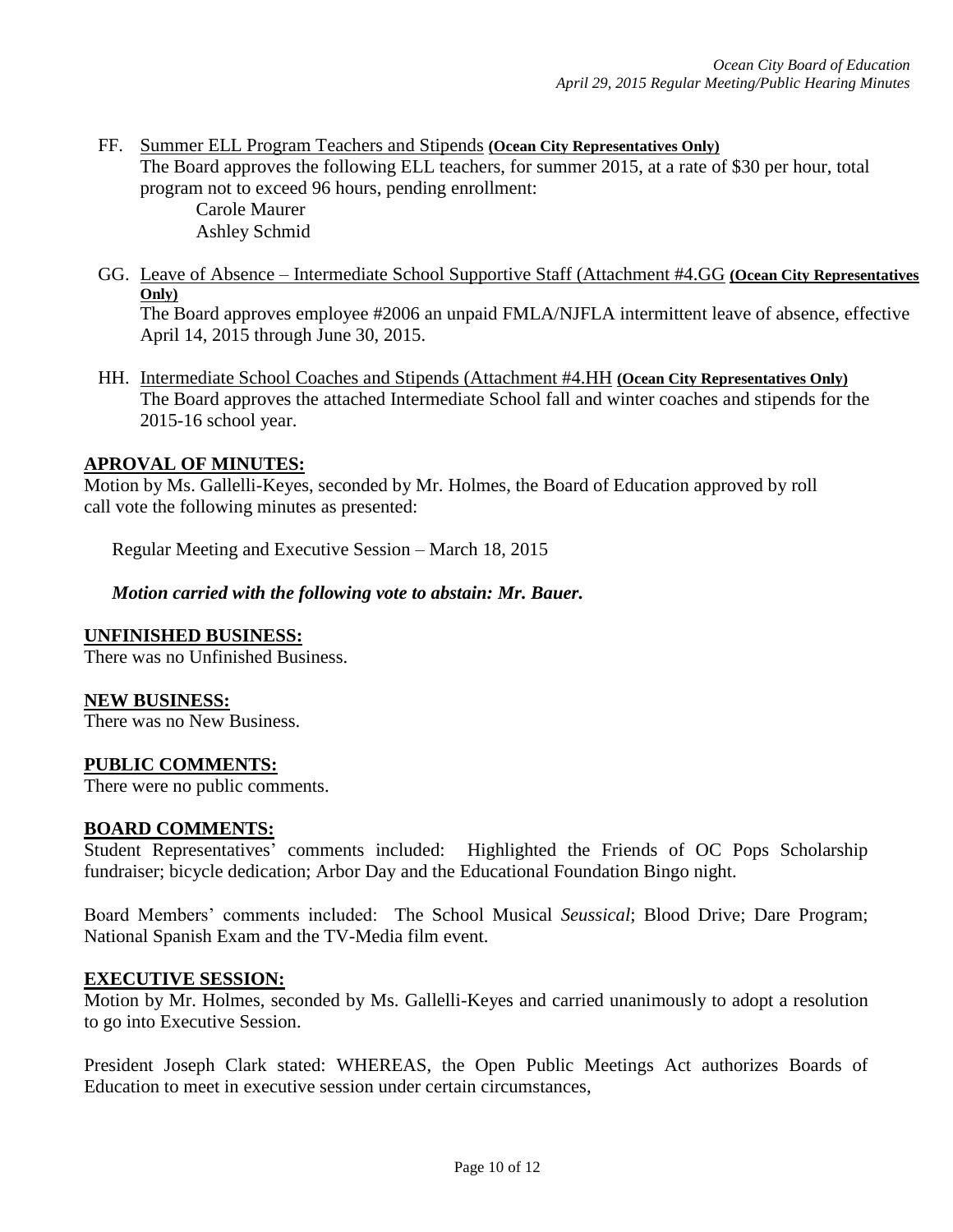FF. Summer ELL Program Teachers and Stipends **(Ocean City Representatives Only)**
The Board approves the following ELL teachers, for summer 2015, at a rate of $30 per hour, total program not to exceed 96 hours, pending enrollment:
Carole Maurer
Ashley Schmid

GG. Leave of Absence – Intermediate School Supportive Staff (Attachment #4.GG **(Ocean City Representatives Only)**
The Board approves employee #2006 an unpaid FMLA/NJFLA intermittent leave of absence, effective April 14, 2015 through June 30, 2015.

HH. Intermediate School Coaches and Stipends (Attachment #4.HH **(Ocean City Representatives Only)**
The Board approves the attached Intermediate School fall and winter coaches and stipends for the 2015-16 school year.

## APROVAL OF MINUTES:

Motion by Ms. Gallelli-Keyes, seconded by Mr. Holmes, the Board of Education approved by roll call vote the following minutes as presented:

Regular Meeting and Executive Session – March 18, 2015

***Motion carried with the following vote to abstain: Mr. Bauer.***

## UNFINISHED BUSINESS:

There was no Unfinished Business.

## NEW BUSINESS:

There was no New Business.

## PUBLIC COMMENTS:

There were no public comments.

## BOARD COMMENTS:

Student Representatives' comments included: Highlighted the Friends of OC Pops Scholarship fundraiser; bicycle dedication; Arbor Day and the Educational Foundation Bingo night.

Board Members' comments included: The School Musical *Seussical*; Blood Drive; Dare Program; National Spanish Exam and the TV-Media film event.

## EXECUTIVE SESSION:

Motion by Mr. Holmes, seconded by Ms. Gallelli-Keyes and carried unanimously to adopt a resolution to go into Executive Session.

President Joseph Clark stated: WHEREAS, the Open Public Meetings Act authorizes Boards of Education to meet in executive session under certain circumstances,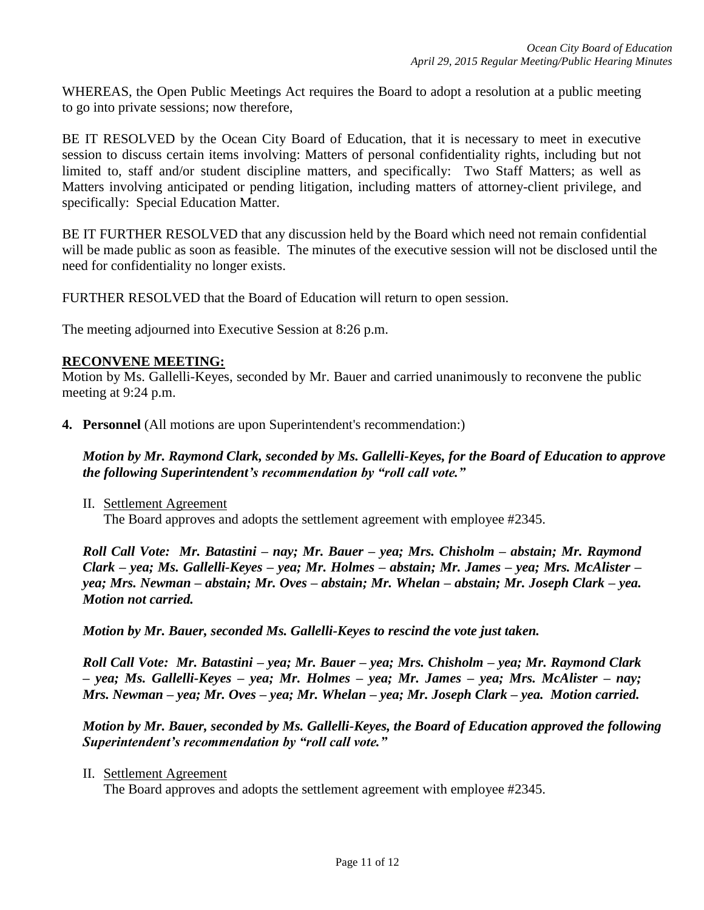WHEREAS, the Open Public Meetings Act requires the Board to adopt a resolution at a public meeting to go into private sessions; now therefore,

BE IT RESOLVED by the Ocean City Board of Education, that it is necessary to meet in executive session to discuss certain items involving: Matters of personal confidentiality rights, including but not limited to, staff and/or student discipline matters, and specifically: Two Staff Matters; as well as Matters involving anticipated or pending litigation, including matters of attorney-client privilege, and specifically: Special Education Matter.

BE IT FURTHER RESOLVED that any discussion held by the Board which need not remain confidential will be made public as soon as feasible. The minutes of the executive session will not be disclosed until the need for confidentiality no longer exists.

FURTHER RESOLVED that the Board of Education will return to open session.

The meeting adjourned into Executive Session at 8:26 p.m.

**RECONVENE MEETING:**

Motion by Ms. Gallelli-Keyes, seconded by Mr. Bauer and carried unanimously to reconvene the public meeting at 9:24 p.m.

**4. Personnel** (All motions are upon Superintendent's recommendation:)

***Motion by Mr. Raymond Clark, seconded by Ms. Gallelli-Keyes, for the Board of Education to approve the following Superintendent's recommendation by "roll call vote."***

II. Settlement Agreement
The Board approves and adopts the settlement agreement with employee #2345.

***Roll Call Vote: Mr. Batastini – nay; Mr. Bauer – yea; Mrs. Chisholm – abstain; Mr. Raymond Clark – yea; Ms. Gallelli-Keyes – yea; Mr. Holmes – abstain; Mr. James – yea; Mrs. McAlister – yea; Mrs. Newman – abstain; Mr. Oves – abstain; Mr. Whelan – abstain; Mr. Joseph Clark – yea. Motion not carried.***

***Motion by Mr. Bauer, seconded Ms. Gallelli-Keyes to rescind the vote just taken.***

***Roll Call Vote: Mr. Batastini – yea; Mr. Bauer – yea; Mrs. Chisholm – yea; Mr. Raymond Clark – yea; Ms. Gallelli-Keyes – yea; Mr. Holmes – yea; Mr. James – yea; Mrs. McAlister – nay; Mrs. Newman – yea; Mr. Oves – yea; Mr. Whelan – yea; Mr. Joseph Clark – yea. Motion carried.***

***Motion by Mr. Bauer, seconded by Ms. Gallelli-Keyes, the Board of Education approved the following Superintendent's recommendation by "roll call vote."***

II. Settlement Agreement
The Board approves and adopts the settlement agreement with employee #2345.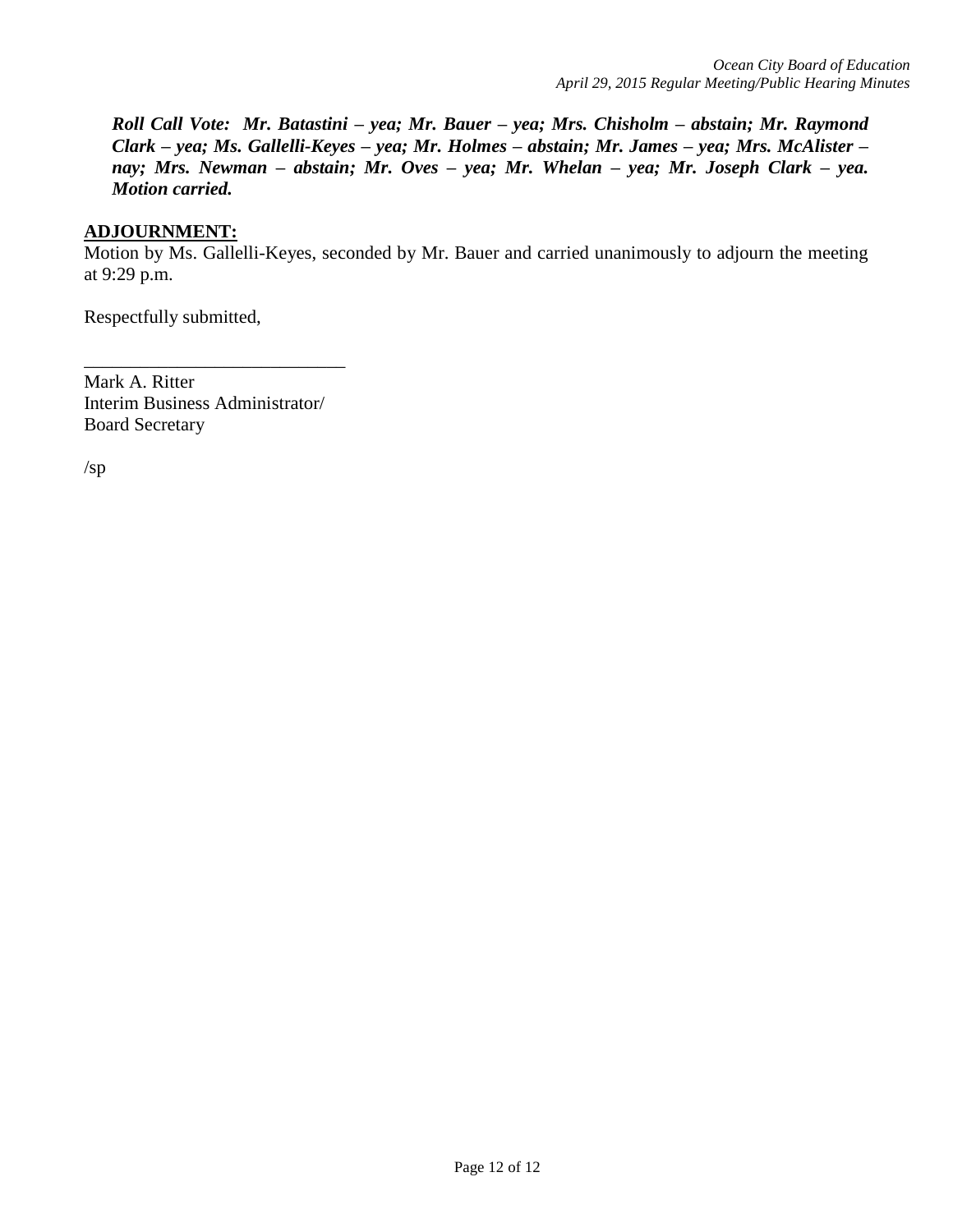***Roll Call Vote: Mr. Batastini – yea; Mr. Bauer – yea; Mrs. Chisholm – abstain; Mr. Raymond Clark – yea; Ms. Gallelli-Keyes – yea; Mr. Holmes – abstain; Mr. James – yea; Mrs. McAlister – nay; Mrs. Newman – abstain; Mr. Oves – yea; Mr. Whelan – yea; Mr. Joseph Clark – yea. Motion carried.***

**ADJOURNMENT:**

Motion by Ms. Gallelli-Keyes, seconded by Mr. Bauer and carried unanimously to adjourn the meeting at 9:29 p.m.

Respectfully submitted,

____________________________

Mark A. Ritter
Interim Business Administrator/
Board Secretary

/sp